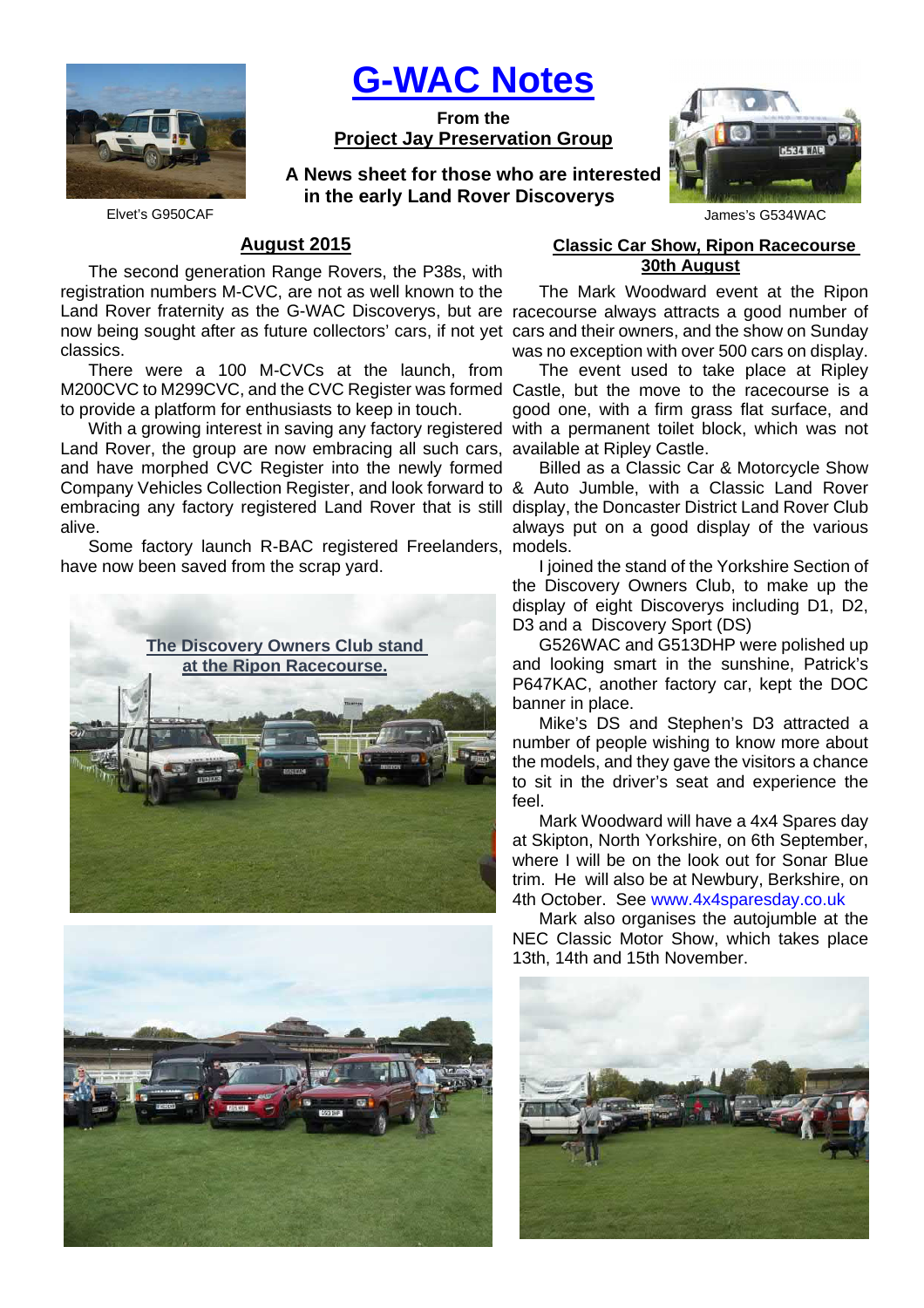Elvet's G950CAF

# G-WAC Notes

**From the**
**Project Jay Preservation Group**

**A News sheet for those who are interested in the early Land Rover Discoverys**

James's G534WAC

## August 2015

The second generation Range Rovers, the P38s, with registration numbers M-CVC, are not as well known to the Land Rover fraternity as the G-WAC Discoverys, but are now being sought after as future collectors' cars, if not yet classics.

There were a 100 M-CVCs at the launch, from M200CVC to M299CVC, and the CVC Register was formed to provide a platform for enthusiasts to keep in touch.

With a growing interest in saving any factory registered Land Rover, the group are now embracing all such cars, and have morphed CVC Register into the newly formed Company Vehicles Collection Register, and look forward to embracing any factory registered Land Rover that is still alive.

Some factory launch R-BAC registered Freelanders, have now been saved from the scrap yard.

The Discovery Owners Club stand at the Ripon Racecourse.

## Classic Car Show, Ripon Racecourse 30th August

The Mark Woodward event at the Ripon racecourse always attracts a good number of cars and their owners, and the show on Sunday was no exception with over 500 cars on display.

The event used to take place at Ripley Castle, but the move to the racecourse is a good one, with a firm grass flat surface, and with a permanent toilet block, which was not available at Ripley Castle.

Billed as a Classic Car & Motorcycle Show & Auto Jumble, with a Classic Land Rover display, the Doncaster District Land Rover Club always put on a good display of the various models.

I joined the stand of the Yorkshire Section of the Discovery Owners Club, to make up the display of eight Discoverys including D1, D2, D3 and a Discovery Sport (DS)

G526WAC and G513DHP were polished up and looking smart in the sunshine, Patrick's P647KAC, another factory car, kept the DOC banner in place.

Mike's DS and Stephen's D3 attracted a number of people wishing to know more about the models, and they gave the visitors a chance to sit in the driver's seat and experience the feel.

Mark Woodward will have a 4x4 Spares day at Skipton, North Yorkshire, on 6th September, where I will be on the look out for Sonar Blue trim. He will also be at Newbury, Berkshire, on 4th October. See www.4x4sparesday.co.uk

Mark also organises the autojumble at the NEC Classic Motor Show, which takes place 13th, 14th and 15th November.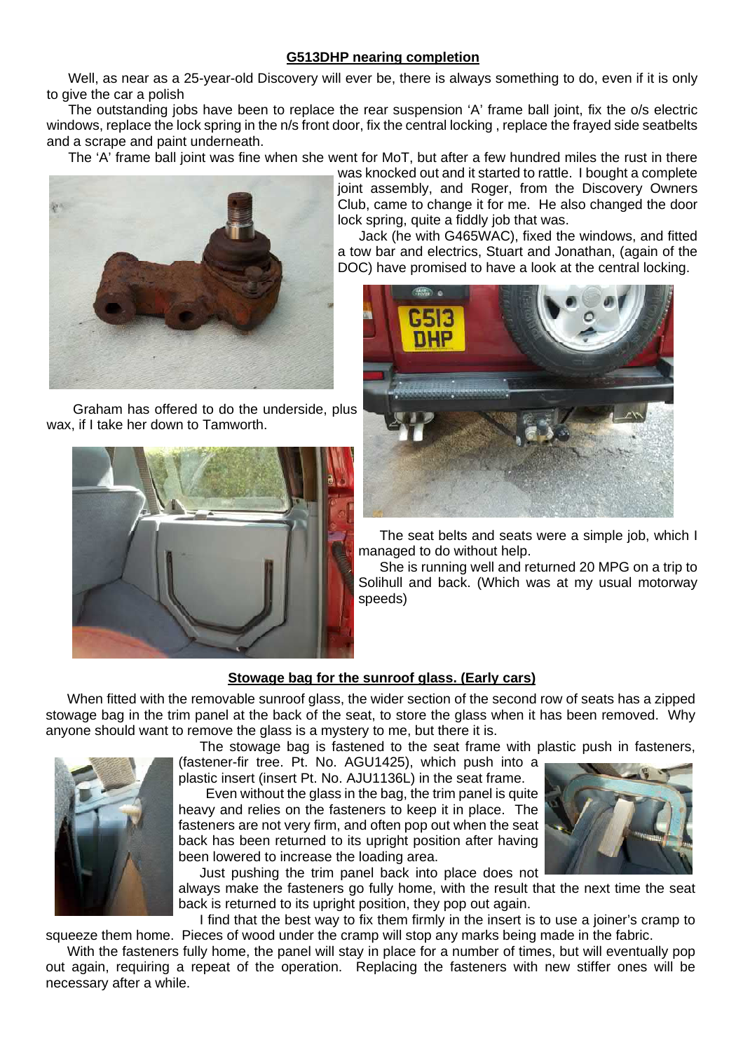## G513DHP nearing completion

Well, as near as a 25-year-old Discovery will ever be, there is always something to do, even if it is only to give the car a polish

The outstanding jobs have been to replace the rear suspension 'A' frame ball joint, fix the o/s electric windows, replace the lock spring in the n/s front door, fix the central locking , replace the frayed side seatbelts and a scrape and paint underneath.

The 'A' frame ball joint was fine when she went for MoT, but after a few hundred miles the rust in there was knocked out and it started to rattle. I bought a complete joint assembly, and Roger, from the Discovery Owners Club, came to change it for me. He also changed the door lock spring, quite a fiddly job that was.

Jack (he with G465WAC), fixed the windows, and fitted a tow bar and electrics, Stuart and Jonathan, (again of the DOC) have promised to have a look at the central locking.

Graham has offered to do the underside, plus wax, if I take her down to Tamworth.

The seat belts and seats were a simple job, which I managed to do without help.

She is running well and returned 20 MPG on a trip to Solihull and back. (Which was at my usual motorway speeds)

## Stowage bag for the sunroof glass. (Early cars)

When fitted with the removable sunroof glass, the wider section of the second row of seats has a zipped stowage bag in the trim panel at the back of the seat, to store the glass when it has been removed. Why anyone should want to remove the glass is a mystery to me, but there it is.

The stowage bag is fastened to the seat frame with plastic push in fasteners, (fastener-fir tree. Pt. No. AGU1425), which push into a plastic insert (insert Pt. No. AJU1136L) in the seat frame.

Even without the glass in the bag, the trim panel is quite heavy and relies on the fasteners to keep it in place. The fasteners are not very firm, and often pop out when the seat back has been returned to its upright position after having been lowered to increase the loading area.

Just pushing the trim panel back into place does not always make the fasteners go fully home, with the result that the next time the seat back is returned to its upright position, they pop out again.

I find that the best way to fix them firmly in the insert is to use a joiner's cramp to squeeze them home. Pieces of wood under the cramp will stop any marks being made in the fabric.

With the fasteners fully home, the panel will stay in place for a number of times, but will eventually pop out again, requiring a repeat of the operation. Replacing the fasteners with new stiffer ones will be necessary after a while.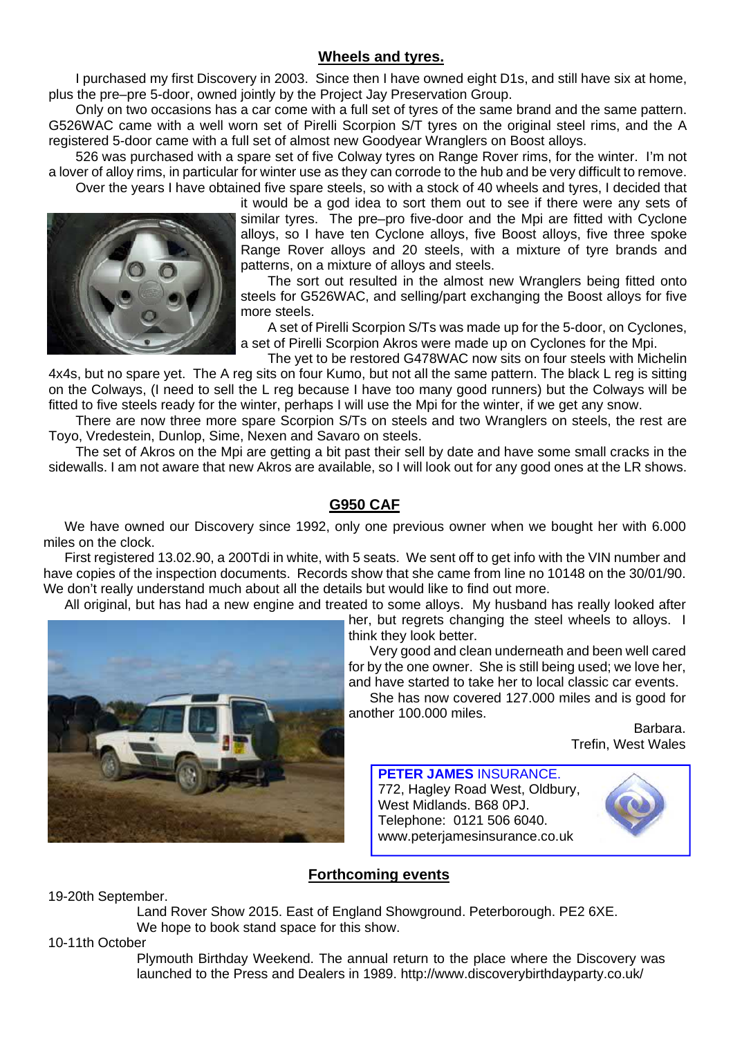## Wheels and tyres.

I purchased my first Discovery in 2003. Since then I have owned eight D1s, and still have six at home, plus the pre–pre 5-door, owned jointly by the Project Jay Preservation Group.

Only on two occasions has a car come with a full set of tyres of the same brand and the same pattern. G526WAC came with a well worn set of Pirelli Scorpion S/T tyres on the original steel rims, and the A registered 5-door came with a full set of almost new Goodyear Wranglers on Boost alloys.

526 was purchased with a spare set of five Colway tyres on Range Rover rims, for the winter. I'm not a lover of alloy rims, in particular for winter use as they can corrode to the hub and be very difficult to remove.

Over the years I have obtained five spare steels, so with a stock of 40 wheels and tyres, I decided that it would be a god idea to sort them out to see if there were any sets of similar tyres. The pre–pro five-door and the Mpi are fitted with Cyclone alloys, so I have ten Cyclone alloys, five Boost alloys, five three spoke Range Rover alloys and 20 steels, with a mixture of tyre brands and patterns, on a mixture of alloys and steels.

The sort out resulted in the almost new Wranglers being fitted onto steels for G526WAC, and selling/part exchanging the Boost alloys for five more steels.

A set of Pirelli Scorpion S/Ts was made up for the 5-door, on Cyclones, a set of Pirelli Scorpion Akros were made up on Cyclones for the Mpi.

The yet to be restored G478WAC now sits on four steels with Michelin 4x4s, but no spare yet. The A reg sits on four Kumo, but not all the same pattern. The black L reg is sitting on the Colways, (I need to sell the L reg because I have too many good runners) but the Colways will be fitted to five steels ready for the winter, perhaps I will use the Mpi for the winter, if we get any snow.

There are now three more spare Scorpion S/Ts on steels and two Wranglers on steels, the rest are Toyo, Vredestein, Dunlop, Sime, Nexen and Savaro on steels.

The set of Akros on the Mpi are getting a bit past their sell by date and have some small cracks in the sidewalls. I am not aware that new Akros are available, so I will look out for any good ones at the LR shows.

## G950 CAF

We have owned our Discovery since 1992, only one previous owner when we bought her with 6.000 miles on the clock.

First registered 13.02.90, a 200Tdi in white, with 5 seats. We sent off to get info with the VIN number and have copies of the inspection documents. Records show that she came from line no 10148 on the 30/01/90. We don't really understand much about all the details but would like to find out more.

All original, but has had a new engine and treated to some alloys. My husband has really looked after her, but regrets changing the steel wheels to alloys. I think they look better.

Very good and clean underneath and been well cared for by the one owner. She is still being used; we love her, and have started to take her to local classic car events.

She has now covered 127.000 miles and is good for another 100.000 miles.

Barbara.
Trefin, West Wales

**PETER JAMES** INSURANCE.
772, Hagley Road West, Oldbury,
West Midlands. B68 0PJ.
Telephone: 0121 506 6040.
www.peterjamesinsurance.co.uk

## Forthcoming events

19-20th September.

Land Rover Show 2015. East of England Showground. Peterborough. PE2 6XE.
We hope to book stand space for this show.

10-11th October

Plymouth Birthday Weekend. The annual return to the place where the Discovery was launched to the Press and Dealers in 1989. http://www.discoverybirthdayparty.co.uk/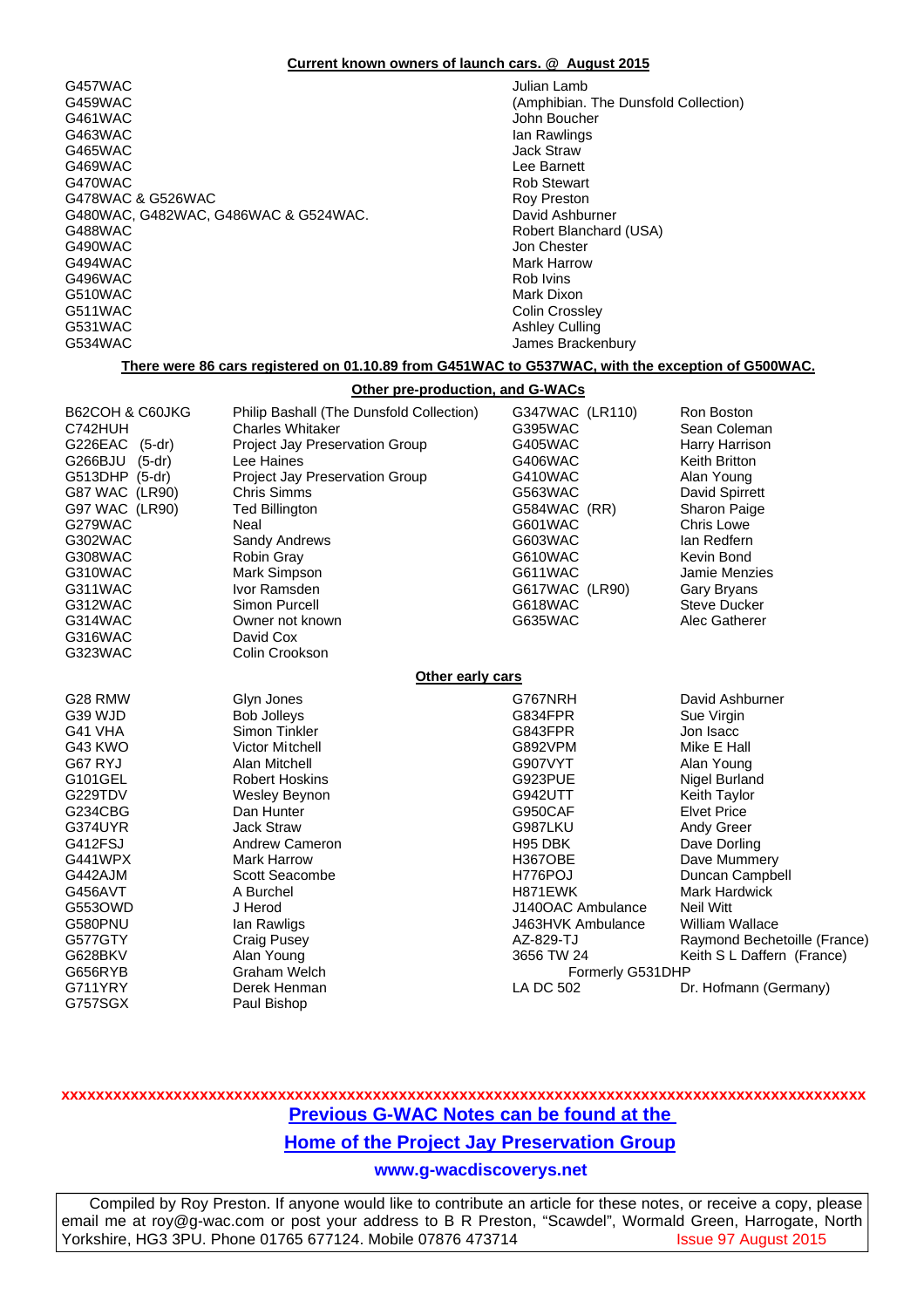**Current known owners of launch cars. @ August 2015**

| | |
|---|---|
| G457WAC | Julian Lamb |
| G459WAC | (Amphibian. The Dunsfold Collection) |
| G461WAC | John Boucher |
| G463WAC | Ian Rawlings |
| G465WAC | Jack Straw |
| G469WAC | Lee Barnett |
| G470WAC | Rob Stewart |
| G478WAC & G526WAC | Roy Preston |
| G480WAC, G482WAC, G486WAC & G524WAC. | David Ashburner |
| G488WAC | Robert Blanchard (USA) |
| G490WAC | Jon Chester |
| G494WAC | Mark Harrow |
| G496WAC | Rob Ivins |
| G510WAC | Mark Dixon |
| G511WAC | Colin Crossley |
| G531WAC | Ashley Culling |
| G534WAC | James Brackenbury |

**There were 86 cars registered on 01.10.89 from G451WAC to G537WAC, with the exception of G500WAC.**

**Other pre-production, and G-WACs**

| | | | |
|---|---|---|---|
| B62COH & C60JKG | Philip Bashall (The Dunsfold Collection) | G347WAC (LR110) | Ron Boston |
| C742HUH | Charles Whitaker | G395WAC | Sean Coleman |
| G226EAC (5-dr) | Project Jay Preservation Group | G405WAC | Harry Harrison |
| G266BJU (5-dr) | Lee Haines | G406WAC | Keith Britton |
| G513DHP (5-dr) | Project Jay Preservation Group | G410WAC | Alan Young |
| G87 WAC (LR90) | Chris Simms | G563WAC | David Spirrett |
| G97 WAC (LR90) | Ted Billington | G584WAC (RR) | Sharon Paige |
| G279WAC | Neal | G601WAC | Chris Lowe |
| G302WAC | Sandy Andrews | G603WAC | Ian Redfern |
| G308WAC | Robin Gray | G610WAC | Kevin Bond |
| G310WAC | Mark Simpson | G611WAC | Jamie Menzies |
| G311WAC | Ivor Ramsden | G617WAC (LR90) | Gary Bryans |
| G312WAC | Simon Purcell | G618WAC | Steve Ducker |
| G314WAC | Owner not known | G635WAC | Alec Gatherer |
| G316WAC | David Cox | | |
| G323WAC | Colin Crookson | | |

**Other early cars**

| | | | |
|---|---|---|---|
| G28 RMW | Glyn Jones | G767NRH | David Ashburner |
| G39 WJD | Bob Jolleys | G834FPR | Sue Virgin |
| G41 VHA | Simon Tinkler | G843FPR | Jon Isacc |
| G43 KWO | Victor Mitchell | G892VPM | Mike E Hall |
| G67 RYJ | Alan Mitchell | G907VYT | Alan Young |
| G101GEL | Robert Hoskins | G923PUE | Nigel Burland |
| G229TDV | Wesley Beynon | G942UTT | Keith Taylor |
| G234CBG | Dan Hunter | G950CAF | Elvet Price |
| G374UYR | Jack Straw | G987LKU | Andy Greer |
| G412FSJ | Andrew Cameron | H95 DBK | Dave Dorling |
| G441WPX | Mark Harrow | H367OBE | Dave Mummery |
| G442AJM | Scott Seacombe | H776POJ | Duncan Campbell |
| G456AVT | A Burchel | H871EWK | Mark Hardwick |
| G553OWD | J Herod | J140OAC Ambulance | Neil Witt |
| G580PNU | Ian Rawligs | J463HVK Ambulance | William Wallace |
| G577GTY | Craig Pusey | AZ-829-TJ | Raymond Bechetoille (France) |
| G628BKV | Alan Young | 3656 TW 24 | Keith S L Daffern (France) |
| G656RYB | Graham Welch | Formerly G531DHP | |
| G711YRY | Derek Henman | LA DC 502 | Dr. Hofmann (Germany) |
| G757SGX | Paul Bishop | | |

xxxxxxxxxxxxxxxxxxxxxxxxxxxxxxxxxxxxxxxxxxxxxxxxxxxxxxxxxxxxxxxxxxxxxxxxxxxxxxxxxxxxxxxxxxxxx

**Previous G-WAC Notes can be found at the**

**Home of the Project Jay Preservation Group**

**www.g-wacdiscoverys.net**

Compiled by Roy Preston. If anyone would like to contribute an article for these notes, or receive a copy, please email me at roy@g-wac.com or post your address to B R Preston, "Scawdel", Wormald Green, Harrogate, North Yorkshire, HG3 3PU. Phone 01765 677124. Mobile 07876 473714 Issue 97 August 2015